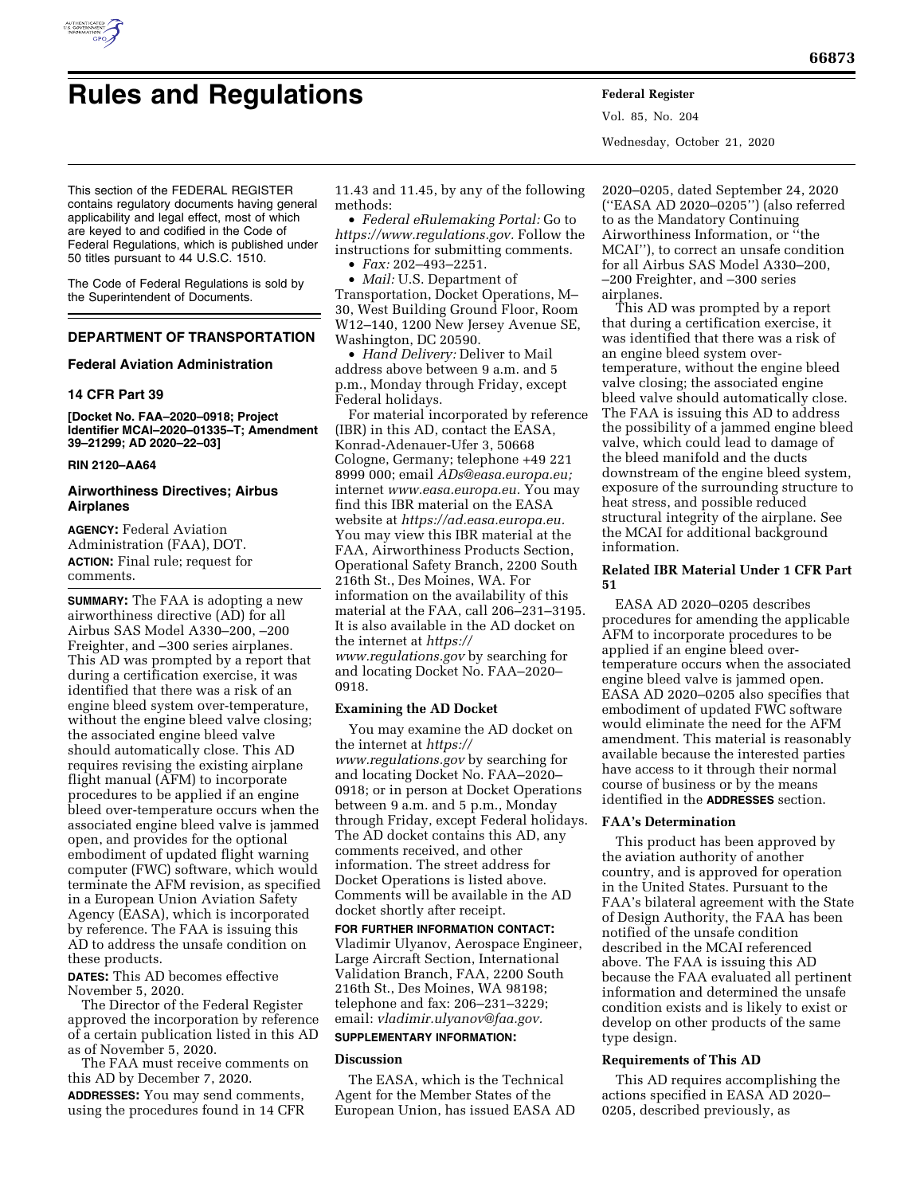# Rules and Regulations

This section of the FEDERAL REGISTER contains regulatory documents having general applicability and legal effect, most of which are keyed to and codified in the Code of Federal Regulations, which is published under 50 titles pursuant to 44 U.S.C. 1510.

The Code of Federal Regulations is sold by the Superintendent of Documents.

## DEPARTMENT OF TRANSPORTATION

### Federal Aviation Administration

### 14 CFR Part 39

**[Docket No. FAA–2020–0918; Project Identifier MCAI–2020–01335–T; Amendment 39–21299; AD 2020–22–03]**

**RIN 2120–AA64**

### Airworthiness Directives; Airbus Airplanes

**AGENCY:** Federal Aviation Administration (FAA), DOT.

**ACTION:** Final rule; request for comments.

**SUMMARY:** The FAA is adopting a new airworthiness directive (AD) for all Airbus SAS Model A330–200, –200 Freighter, and –300 series airplanes. This AD was prompted by a report that during a certification exercise, it was identified that there was a risk of an engine bleed system over-temperature, without the engine bleed valve closing; the associated engine bleed valve should automatically close. This AD requires revising the existing airplane flight manual (AFM) to incorporate procedures to be applied if an engine bleed over-temperature occurs when the associated engine bleed valve is jammed open, and provides for the optional embodiment of updated flight warning computer (FWC) software, which would terminate the AFM revision, as specified in a European Union Aviation Safety Agency (EASA), which is incorporated by reference. The FAA is issuing this AD to address the unsafe condition on these products.

**DATES:** This AD becomes effective November 5, 2020.

The Director of the Federal Register approved the incorporation by reference of a certain publication listed in this AD as of November 5, 2020.

The FAA must receive comments on this AD by December 7, 2020.

**ADDRESSES:** You may send comments, using the procedures found in 14 CFR 11.43 and 11.45, by any of the following methods:

- *Federal eRulemaking Portal:* Go to *https://www.regulations.gov.* Follow the instructions for submitting comments.
- *Fax:* 202–493–2251.
- *Mail:* U.S. Department of Transportation, Docket Operations, M–30, West Building Ground Floor, Room W12–140, 1200 New Jersey Avenue SE, Washington, DC 20590.
- *Hand Delivery:* Deliver to Mail address above between 9 a.m. and 5 p.m., Monday through Friday, except Federal holidays.

For material incorporated by reference (IBR) in this AD, contact the EASA, Konrad-Adenauer-Ufer 3, 50668 Cologne, Germany; telephone +49 221 8999 000; email *ADs@easa.europa.eu;* internet *www.easa.europa.eu.* You may find this IBR material on the EASA website at *https://ad.easa.europa.eu.* You may view this IBR material at the FAA, Airworthiness Products Section, Operational Safety Branch, 2200 South 216th St., Des Moines, WA. For information on the availability of this material at the FAA, call 206–231–3195. It is also available in the AD docket on the internet at *https://www.regulations.gov* by searching for and locating Docket No. FAA–2020–0918.

#### Examining the AD Docket

You may examine the AD docket on the internet at *https://www.regulations.gov* by searching for and locating Docket No. FAA–2020–0918; or in person at Docket Operations between 9 a.m. and 5 p.m., Monday through Friday, except Federal holidays. The AD docket contains this AD, any comments received, and other information. The street address for Docket Operations is listed above. Comments will be available in the AD docket shortly after receipt.

**FOR FURTHER INFORMATION CONTACT:** Vladimir Ulyanov, Aerospace Engineer, Large Aircraft Section, International Validation Branch, FAA, 2200 South 216th St., Des Moines, WA 98198; telephone and fax: 206–231–3229; email: *vladimir.ulyanov@faa.gov.*

**SUPPLEMENTARY INFORMATION:**

#### Discussion

The EASA, which is the Technical Agent for the Member States of the European Union, has issued EASA AD 2020–0205, dated September 24, 2020 (''EASA AD 2020–0205'') (also referred to as the Mandatory Continuing Airworthiness Information, or ''the MCAI''), to correct an unsafe condition for all Airbus SAS Model A330–200, –200 Freighter, and –300 series airplanes.

This AD was prompted by a report that during a certification exercise, it was identified that there was a risk of an engine bleed system over-temperature, without the engine bleed valve closing; the associated engine bleed valve should automatically close. The FAA is issuing this AD to address the possibility of a jammed engine bleed valve, which could lead to damage of the bleed manifold and the ducts downstream of the engine bleed system, exposure of the surrounding structure to heat stress, and possible reduced structural integrity of the airplane. See the MCAI for additional background information.

#### Related IBR Material Under 1 CFR Part 51

EASA AD 2020–0205 describes procedures for amending the applicable AFM to incorporate procedures to be applied if an engine bleed over-temperature occurs when the associated engine bleed valve is jammed open. EASA AD 2020–0205 also specifies that embodiment of updated FWC software would eliminate the need for the AFM amendment. This material is reasonably available because the interested parties have access to it through their normal course of business or by the means identified in the **ADDRESSES** section.

#### FAA's Determination

This product has been approved by the aviation authority of another country, and is approved for operation in the United States. Pursuant to the FAA's bilateral agreement with the State of Design Authority, the FAA has been notified of the unsafe condition described in the MCAI referenced above. The FAA is issuing this AD because the FAA evaluated all pertinent information and determined the unsafe condition exists and is likely to exist or develop on other products of the same type design.

#### Requirements of This AD

This AD requires accomplishing the actions specified in EASA AD 2020–0205, described previously, as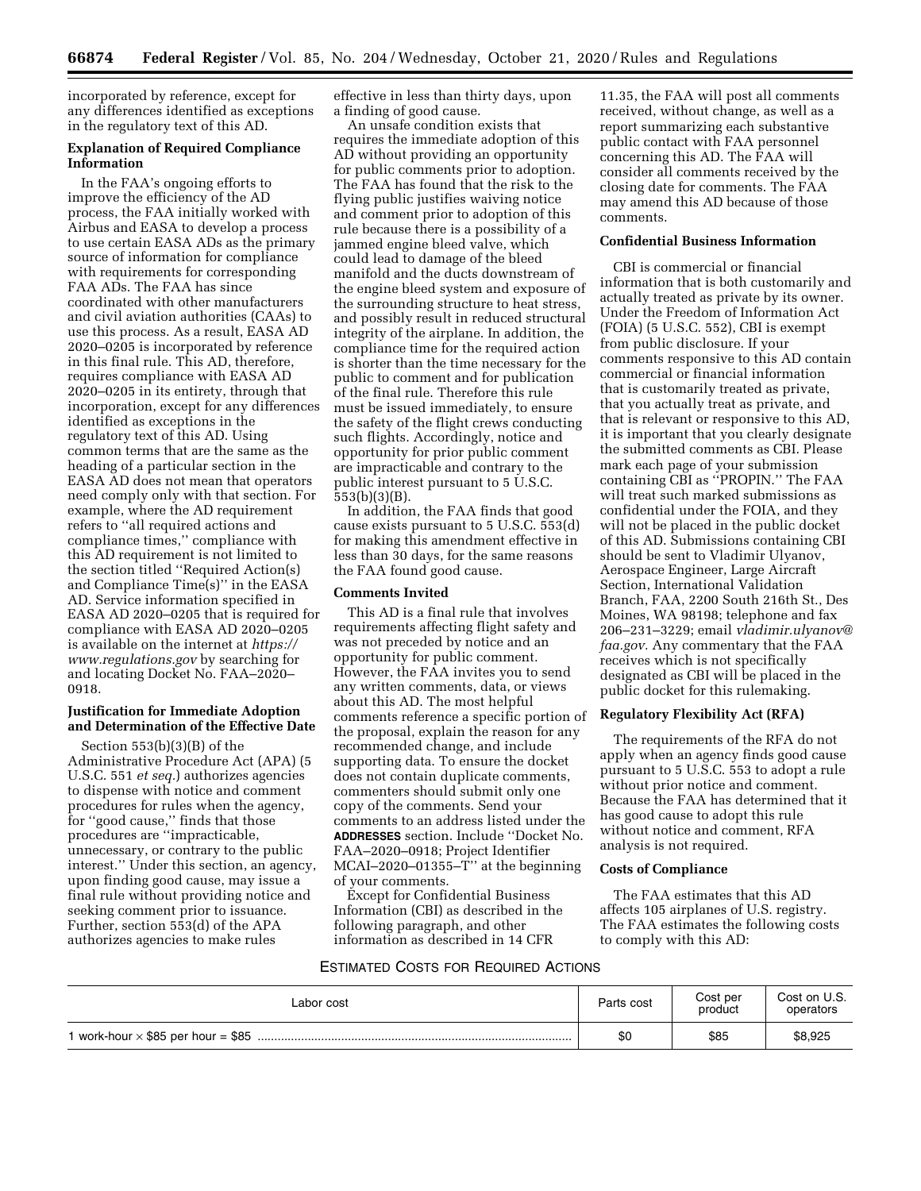incorporated by reference, except for any differences identified as exceptions in the regulatory text of this AD.

**Explanation of Required Compliance Information**

In the FAA's ongoing efforts to improve the efficiency of the AD process, the FAA initially worked with Airbus and EASA to develop a process to use certain EASA ADs as the primary source of information for compliance with requirements for corresponding FAA ADs. The FAA has since coordinated with other manufacturers and civil aviation authorities (CAAs) to use this process. As a result, EASA AD 2020–0205 is incorporated by reference in this final rule. This AD, therefore, requires compliance with EASA AD 2020–0205 in its entirety, through that incorporation, except for any differences identified as exceptions in the regulatory text of this AD. Using common terms that are the same as the heading of a particular section in the EASA AD does not mean that operators need comply only with that section. For example, where the AD requirement refers to ''all required actions and compliance times,'' compliance with this AD requirement is not limited to the section titled ''Required Action(s) and Compliance Time(s)'' in the EASA AD. Service information specified in EASA AD 2020–0205 that is required for compliance with EASA AD 2020–0205 is available on the internet at *https://www.regulations.gov* by searching for and locating Docket No. FAA–2020–0918.

**Justification for Immediate Adoption and Determination of the Effective Date**

Section 553(b)(3)(B) of the Administrative Procedure Act (APA) (5 U.S.C. 551 *et seq.*) authorizes agencies to dispense with notice and comment procedures for rules when the agency, for ''good cause,'' finds that those procedures are ''impracticable, unnecessary, or contrary to the public interest.'' Under this section, an agency, upon finding good cause, may issue a final rule without providing notice and seeking comment prior to issuance. Further, section 553(d) of the APA authorizes agencies to make rules effective in less than thirty days, upon a finding of good cause.

An unsafe condition exists that requires the immediate adoption of this AD without providing an opportunity for public comments prior to adoption. The FAA has found that the risk to the flying public justifies waiving notice and comment prior to adoption of this rule because there is a possibility of a jammed engine bleed valve, which could lead to damage of the bleed manifold and the ducts downstream of the engine bleed system and exposure of the surrounding structure to heat stress, and possibly result in reduced structural integrity of the airplane. In addition, the compliance time for the required action is shorter than the time necessary for the public to comment and for publication of the final rule. Therefore this rule must be issued immediately, to ensure the safety of the flight crews conducting such flights. Accordingly, notice and opportunity for prior public comment are impracticable and contrary to the public interest pursuant to 5 U.S.C. 553(b)(3)(B).

In addition, the FAA finds that good cause exists pursuant to 5 U.S.C. 553(d) for making this amendment effective in less than 30 days, for the same reasons the FAA found good cause.

**Comments Invited**

This AD is a final rule that involves requirements affecting flight safety and was not preceded by notice and an opportunity for public comment. However, the FAA invites you to send any written comments, data, or views about this AD. The most helpful comments reference a specific portion of the proposal, explain the reason for any recommended change, and include supporting data. To ensure the docket does not contain duplicate comments, commenters should submit only one copy of the comments. Send your comments to an address listed under the **ADDRESSES** section. Include ''Docket No. FAA–2020–0918; Project Identifier MCAI–2020–01355–T'' at the beginning of your comments.

Except for Confidential Business Information (CBI) as described in the following paragraph, and other information as described in 14 CFR 11.35, the FAA will post all comments received, without change, as well as a report summarizing each substantive public contact with FAA personnel concerning this AD. The FAA will consider all comments received by the closing date for comments. The FAA may amend this AD because of those comments.

**Confidential Business Information**

CBI is commercial or financial information that is both customarily and actually treated as private by its owner. Under the Freedom of Information Act (FOIA) (5 U.S.C. 552), CBI is exempt from public disclosure. If your comments responsive to this AD contain commercial or financial information that is customarily treated as private, that you actually treat as private, and that is relevant or responsive to this AD, it is important that you clearly designate the submitted comments as CBI. Please mark each page of your submission containing CBI as ''PROPIN.'' The FAA will treat such marked submissions as confidential under the FOIA, and they will not be placed in the public docket of this AD. Submissions containing CBI should be sent to Vladimir Ulyanov, Aerospace Engineer, Large Aircraft Section, International Validation Branch, FAA, 2200 South 216th St., Des Moines, WA 98198; telephone and fax 206–231–3229; email *vladimir.ulyanov@faa.gov.* Any commentary that the FAA receives which is not specifically designated as CBI will be placed in the public docket for this rulemaking.

**Regulatory Flexibility Act (RFA)**

The requirements of the RFA do not apply when an agency finds good cause pursuant to 5 U.S.C. 553 to adopt a rule without prior notice and comment. Because the FAA has determined that it has good cause to adopt this rule without notice and comment, RFA analysis is not required.

**Costs of Compliance**

The FAA estimates that this AD affects 105 airplanes of U.S. registry. The FAA estimates the following costs to comply with this AD:

ESTIMATED COSTS FOR REQUIRED ACTIONS

| Labor cost | Parts cost | Cost per product | Cost on U.S. operators |
| --- | --- | --- | --- |
| 1 work-hour × $85 per hour = $85 | $0 | $85 | $8,925 |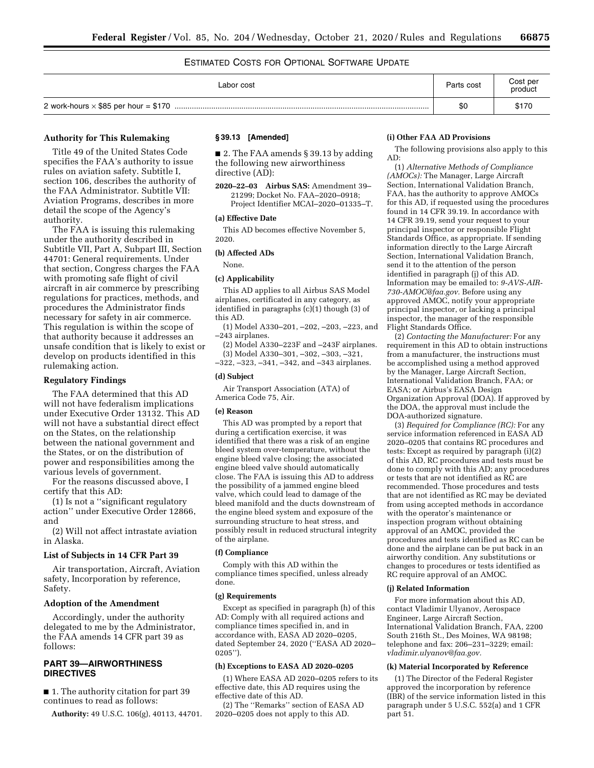## ESTIMATED COSTS FOR OPTIONAL SOFTWARE UPDATE

| Labor cost | Parts cost | Cost per product |
| --- | --- | --- |
| 2 work-hours × $85 per hour = $170 | $0 | $170 |

### Authority for This Rulemaking

Title 49 of the United States Code specifies the FAA's authority to issue rules on aviation safety. Subtitle I, section 106, describes the authority of the FAA Administrator. Subtitle VII: Aviation Programs, describes in more detail the scope of the Agency's authority.

The FAA is issuing this rulemaking under the authority described in Subtitle VII, Part A, Subpart III, Section 44701: General requirements. Under that section, Congress charges the FAA with promoting safe flight of civil aircraft in air commerce by prescribing regulations for practices, methods, and procedures the Administrator finds necessary for safety in air commerce. This regulation is within the scope of that authority because it addresses an unsafe condition that is likely to exist or develop on products identified in this rulemaking action.

### Regulatory Findings

The FAA determined that this AD will not have federalism implications under Executive Order 13132. This AD will not have a substantial direct effect on the States, on the relationship between the national government and the States, or on the distribution of power and responsibilities among the various levels of government.

For the reasons discussed above, I certify that this AD:

(1) Is not a ''significant regulatory action'' under Executive Order 12866, and

(2) Will not affect intrastate aviation in Alaska.

### List of Subjects in 14 CFR Part 39

Air transportation, Aircraft, Aviation safety, Incorporation by reference, Safety.

### Adoption of the Amendment

Accordingly, under the authority delegated to me by the Administrator, the FAA amends 14 CFR part 39 as follows:

## PART 39—AIRWORTHINESS DIRECTIVES

■ 1. The authority citation for part 39 continues to read as follows:

**Authority:** 49 U.S.C. 106(g), 40113, 44701.

### § 39.13 [Amended]

■ 2. The FAA amends § 39.13 by adding the following new airworthiness directive (AD):

**2020–22–03 Airbus SAS:** Amendment 39–21299; Docket No. FAA–2020–0918; Project Identifier MCAI–2020–01335–T.

**(a) Effective Date**

This AD becomes effective November 5, 2020.

**(b) Affected ADs**

None.

**(c) Applicability**

This AD applies to all Airbus SAS Model airplanes, certificated in any category, as identified in paragraphs (c)(1) though (3) of this AD.

(1) Model A330–201, –202, –203, –223, and –243 airplanes.

(2) Model A330–223F and –243F airplanes.

(3) Model A330–301, –302, –303, –321, –322, –323, –341, –342, and –343 airplanes.

**(d) Subject**

Air Transport Association (ATA) of America Code 75, Air.

**(e) Reason**

This AD was prompted by a report that during a certification exercise, it was identified that there was a risk of an engine bleed system over-temperature, without the engine bleed valve closing; the associated engine bleed valve should automatically close. The FAA is issuing this AD to address the possibility of a jammed engine bleed valve, which could lead to damage of the bleed manifold and the ducts downstream of the engine bleed system and exposure of the surrounding structure to heat stress, and possibly result in reduced structural integrity of the airplane.

**(f) Compliance**

Comply with this AD within the compliance times specified, unless already done.

**(g) Requirements**

Except as specified in paragraph (h) of this AD: Comply with all required actions and compliance times specified in, and in accordance with, EASA AD 2020–0205, dated September 24, 2020 (''EASA AD 2020–0205'').

**(h) Exceptions to EASA AD 2020–0205**

(1) Where EASA AD 2020–0205 refers to its effective date, this AD requires using the effective date of this AD.

(2) The ''Remarks'' section of EASA AD 2020–0205 does not apply to this AD.

**(i) Other FAA AD Provisions**

The following provisions also apply to this AD:

(1) *Alternative Methods of Compliance (AMOCs):* The Manager, Large Aircraft Section, International Validation Branch, FAA, has the authority to approve AMOCs for this AD, if requested using the procedures found in 14 CFR 39.19. In accordance with 14 CFR 39.19, send your request to your principal inspector or responsible Flight Standards Office, as appropriate. If sending information directly to the Large Aircraft Section, International Validation Branch, send it to the attention of the person identified in paragraph (j) of this AD. Information may be emailed to: *9-AVS-AIR-730-AMOC@faa.gov.* Before using any approved AMOC, notify your appropriate principal inspector, or lacking a principal inspector, the manager of the responsible Flight Standards Office.

(2) *Contacting the Manufacturer:* For any requirement in this AD to obtain instructions from a manufacturer, the instructions must be accomplished using a method approved by the Manager, Large Aircraft Section, International Validation Branch, FAA; or EASA; or Airbus's EASA Design Organization Approval (DOA). If approved by the DOA, the approval must include the DOA-authorized signature.

(3) *Required for Compliance (RC):* For any service information referenced in EASA AD 2020–0205 that contains RC procedures and tests: Except as required by paragraph (i)(2) of this AD, RC procedures and tests must be done to comply with this AD; any procedures or tests that are not identified as RC are recommended. Those procedures and tests that are not identified as RC may be deviated from using accepted methods in accordance with the operator's maintenance or inspection program without obtaining approval of an AMOC, provided the procedures and tests identified as RC can be done and the airplane can be put back in an airworthy condition. Any substitutions or changes to procedures or tests identified as RC require approval of an AMOC.

**(j) Related Information**

For more information about this AD, contact Vladimir Ulyanov, Aerospace Engineer, Large Aircraft Section, International Validation Branch, FAA, 2200 South 216th St., Des Moines, WA 98198; telephone and fax: 206–231–3229; email: *vladimir.ulyanov@faa.gov.*

**(k) Material Incorporated by Reference**

(1) The Director of the Federal Register approved the incorporation by reference (IBR) of the service information listed in this paragraph under 5 U.S.C. 552(a) and 1 CFR part 51.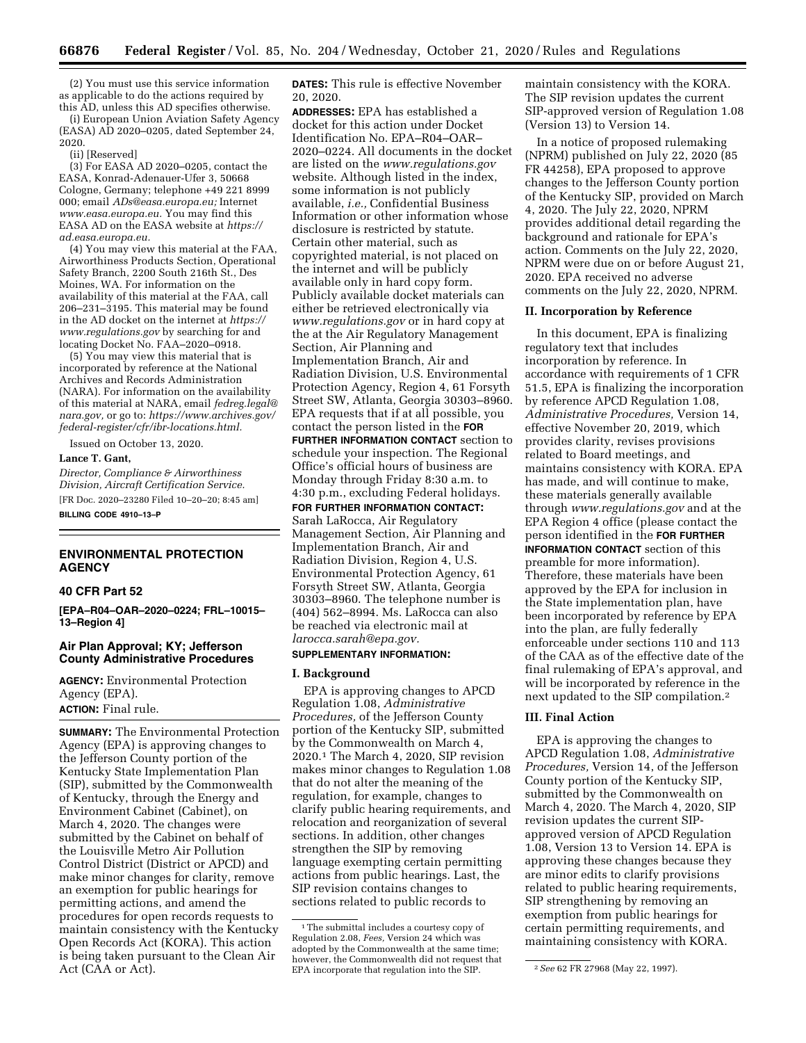(2) You must use this service information as applicable to do the actions required by this AD, unless this AD specifies otherwise.

(i) European Union Aviation Safety Agency (EASA) AD 2020–0205, dated September 24, 2020.

(ii) [Reserved]

(3) For EASA AD 2020–0205, contact the EASA, Konrad-Adenauer-Ufer 3, 50668 Cologne, Germany; telephone +49 221 8999 000; email *ADs@easa.europa.eu;* Internet *www.easa.europa.eu.* You may find this EASA AD on the EASA website at *https://ad.easa.europa.eu.*

(4) You may view this material at the FAA, Airworthiness Products Section, Operational Safety Branch, 2200 South 216th St., Des Moines, WA. For information on the availability of this material at the FAA, call 206–231–3195. This material may be found in the AD docket on the internet at *https://www.regulations.gov* by searching for and locating Docket No. FAA–2020–0918.

(5) You may view this material that is incorporated by reference at the National Archives and Records Administration (NARA). For information on the availability of this material at NARA, email *fedreg.legal@nara.gov,* or go to: *https://www.archives.gov/federal-register/cfr/ibr-locations.html.*

Issued on October 13, 2020.

**Lance T. Gant,**

*Director, Compliance & Airworthiness Division, Aircraft Certification Service.*

[FR Doc. 2020–23280 Filed 10–20–20; 8:45 am]

**BILLING CODE 4910–13–P**

---

## ENVIRONMENTAL PROTECTION AGENCY

### 40 CFR Part 52

**[EPA–R04–OAR–2020–0224; FRL–10015–13–Region 4]**

### Air Plan Approval; KY; Jefferson County Administrative Procedures

**AGENCY:** Environmental Protection Agency (EPA).

**ACTION:** Final rule.

**SUMMARY:** The Environmental Protection Agency (EPA) is approving changes to the Jefferson County portion of the Kentucky State Implementation Plan (SIP), submitted by the Commonwealth of Kentucky, through the Energy and Environment Cabinet (Cabinet), on March 4, 2020. The changes were submitted by the Cabinet on behalf of the Louisville Metro Air Pollution Control District (District or APCD) and make minor changes for clarity, remove an exemption for public hearings for permitting actions, and amend the procedures for open records requests to maintain consistency with the Kentucky Open Records Act (KORA). This action is being taken pursuant to the Clean Air Act (CAA or Act).

**DATES:** This rule is effective November 20, 2020.

**ADDRESSES:** EPA has established a docket for this action under Docket Identification No. EPA–R04–OAR–2020–0224. All documents in the docket are listed on the *www.regulations.gov* website. Although listed in the index, some information is not publicly available, *i.e.,* Confidential Business Information or other information whose disclosure is restricted by statute. Certain other material, such as copyrighted material, is not placed on the internet and will be publicly available only in hard copy form. Publicly available docket materials can either be retrieved electronically via *www.regulations.gov* or in hard copy at the at the Air Regulatory Management Section, Air Planning and Implementation Branch, Air and Radiation Division, U.S. Environmental Protection Agency, Region 4, 61 Forsyth Street SW, Atlanta, Georgia 30303–8960. EPA requests that if at all possible, you contact the person listed in the **FOR FURTHER INFORMATION CONTACT** section to schedule your inspection. The Regional Office's official hours of business are Monday through Friday 8:30 a.m. to 4:30 p.m., excluding Federal holidays.

**FOR FURTHER INFORMATION CONTACT:** Sarah LaRocca, Air Regulatory Management Section, Air Planning and Implementation Branch, Air and Radiation Division, Region 4, U.S. Environmental Protection Agency, 61 Forsyth Street SW, Atlanta, Georgia 30303–8960. The telephone number is (404) 562–8994. Ms. LaRocca can also be reached via electronic mail at *larocca.sarah@epa.gov.*

**SUPPLEMENTARY INFORMATION:**

#### I. Background

EPA is approving changes to APCD Regulation 1.08, *Administrative Procedures,* of the Jefferson County portion of the Kentucky SIP, submitted by the Commonwealth on March 4, 2020.[1] The March 4, 2020, SIP revision makes minor changes to Regulation 1.08 that do not alter the meaning of the regulation, for example, changes to clarify public hearing requirements, and relocation and reorganization of several sections. In addition, other changes strengthen the SIP by removing language exempting certain permitting actions from public hearings. Last, the SIP revision contains changes to sections related to public records to maintain consistency with the KORA. The SIP revision updates the current SIP-approved version of Regulation 1.08 (Version 13) to Version 14.

In a notice of proposed rulemaking (NPRM) published on July 22, 2020 (85 FR 44258), EPA proposed to approve changes to the Jefferson County portion of the Kentucky SIP, provided on March 4, 2020. The July 22, 2020, NPRM provides additional detail regarding the background and rationale for EPA's action. Comments on the July 22, 2020, NPRM were due on or before August 21, 2020. EPA received no adverse comments on the July 22, 2020, NPRM.

#### II. Incorporation by Reference

In this document, EPA is finalizing regulatory text that includes incorporation by reference. In accordance with requirements of 1 CFR 51.5, EPA is finalizing the incorporation by reference APCD Regulation 1.08, *Administrative Procedures,* Version 14, effective November 20, 2019, which provides clarity, revises provisions related to Board meetings, and maintains consistency with KORA. EPA has made, and will continue to make, these materials generally available through *www.regulations.gov* and at the EPA Region 4 office (please contact the person identified in the **FOR FURTHER INFORMATION CONTACT** section of this preamble for more information). Therefore, these materials have been approved by the EPA for inclusion in the State implementation plan, have been incorporated by reference by EPA into the plan, are fully federally enforceable under sections 110 and 113 of the CAA as of the effective date of the final rulemaking of EPA's approval, and will be incorporated by reference in the next updated to the SIP compilation.[2]

#### III. Final Action

EPA is approving the changes to APCD Regulation 1.08, *Administrative Procedures,* Version 14, of the Jefferson County portion of the Kentucky SIP, submitted by the Commonwealth on March 4, 2020. The March 4, 2020, SIP revision updates the current SIP-approved version of APCD Regulation 1.08, Version 13 to Version 14. EPA is approving these changes because they are minor edits to clarify provisions related to public hearing requirements, SIP strengthening by removing an exemption from public hearings for certain permitting requirements, and maintaining consistency with KORA.

---

[1] The submittal includes a courtesy copy of Regulation 2.08, *Fees,* Version 24 which was adopted by the Commonwealth at the same time; however, the Commonwealth did not request that EPA incorporate that regulation into the SIP.

[2] *See* 62 FR 27968 (May 22, 1997).